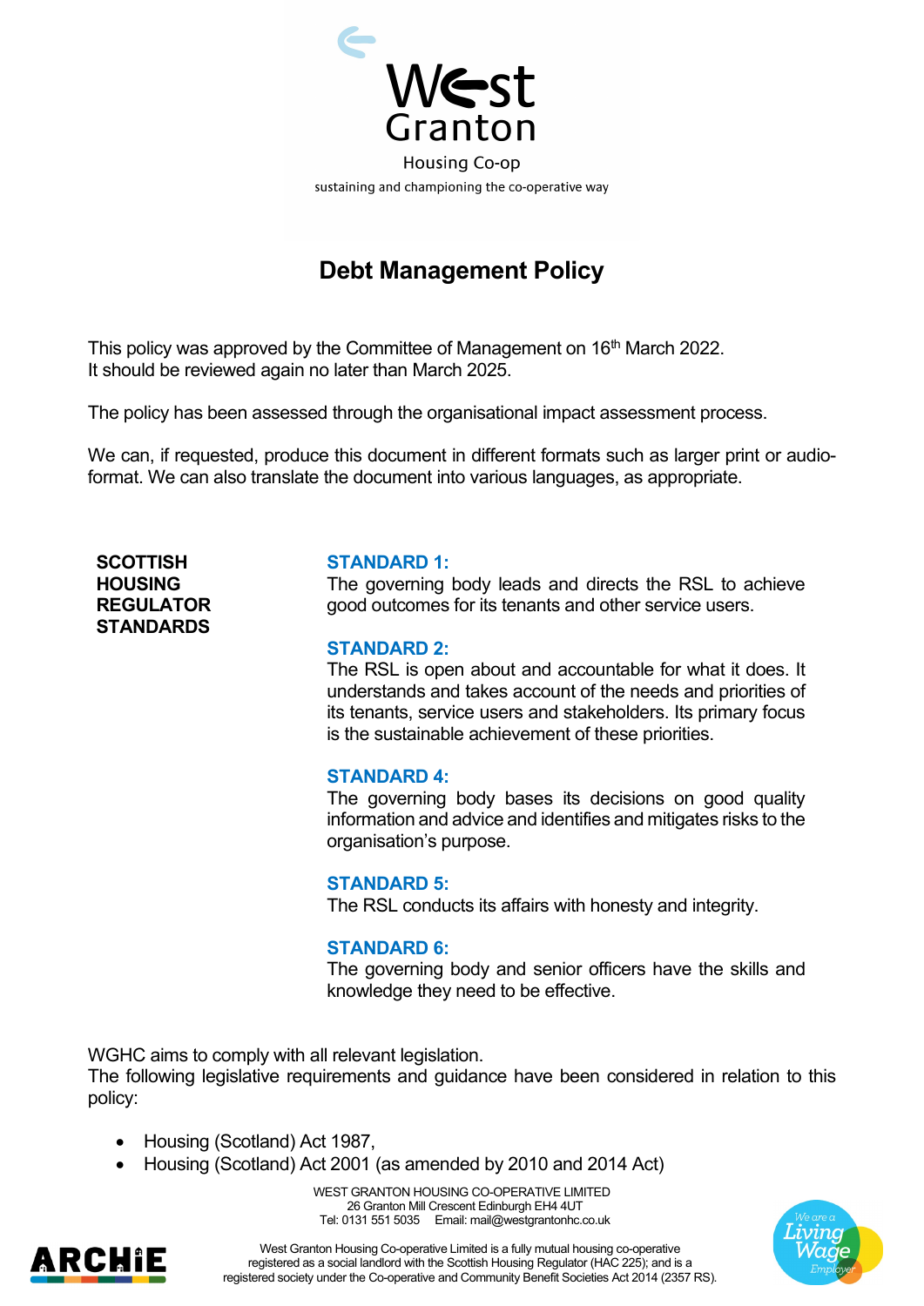West Granton

Housing Co-op

sustaining and championing the co-operative way

# Debt Management Policy

This policy was approved by the Committee of Management on 16th March 2022.
It should be reviewed again no later than March 2025.

The policy has been assessed through the organisational impact assessment process.

We can, if requested, produce this document in different formats such as larger print or audio-format. We can also translate the document into various languages, as appropriate.

**SCOTTISH HOUSING REGULATOR STANDARDS**

**STANDARD 1:**
The governing body leads and directs the RSL to achieve good outcomes for its tenants and other service users.

**STANDARD 2:**
The RSL is open about and accountable for what it does. It understands and takes account of the needs and priorities of its tenants, service users and stakeholders. Its primary focus is the sustainable achievement of these priorities.

**STANDARD 4:**
The governing body bases its decisions on good quality information and advice and identifies and mitigates risks to the organisation's purpose.

**STANDARD 5:**
The RSL conducts its affairs with honesty and integrity.

**STANDARD 6:**
The governing body and senior officers have the skills and knowledge they need to be effective.

WGHC aims to comply with all relevant legislation.
The following legislative requirements and guidance have been considered in relation to this policy:

- Housing (Scotland) Act 1987,
- Housing (Scotland) Act 2001 (as amended by 2010 and 2014 Act)

WEST GRANTON HOUSING CO-OPERATIVE LIMITED
26 Granton Mill Crescent Edinburgh EH4 4UT
Tel: 0131 551 5035 Email: mail@westgrantonhc.co.uk

West Granton Housing Co-operative Limited is a fully mutual housing co-operative registered as a social landlord with the Scottish Housing Regulator (HAC 225); and is a registered society under the Co-operative and Community Benefit Societies Act 2014 (2357 RS).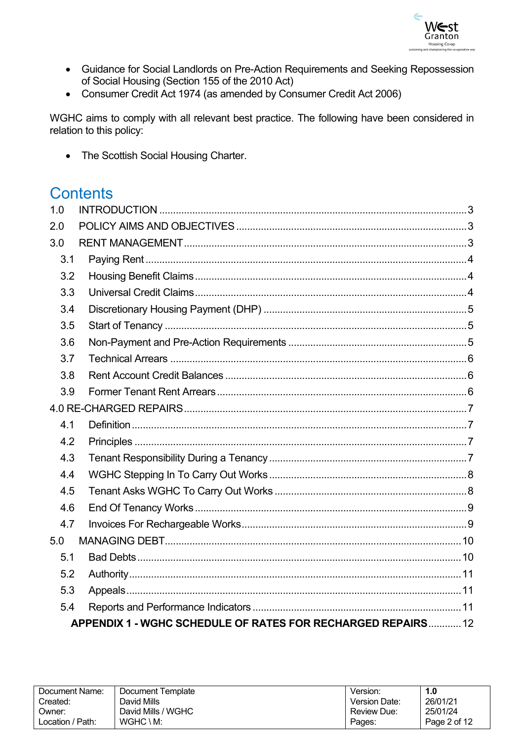- Guidance for Social Landlords on Pre-Action Requirements and Seeking Repossession of Social Housing (Section 155 of the 2010 Act)
- Consumer Credit Act 1974 (as amended by Consumer Credit Act 2006)

WGHC aims to comply with all relevant best practice. The following have been considered in relation to this policy:

- The Scottish Social Housing Charter.

## Contents

1.0 INTRODUCTION ... 3
2.0 POLICY AIMS AND OBJECTIVES ... 3
3.0 RENT MANAGEMENT ... 3
- 3.1 Paying Rent ... 4
- 3.2 Housing Benefit Claims ... 4
- 3.3 Universal Credit Claims ... 4
- 3.4 Discretionary Housing Payment (DHP) ... 5
- 3.5 Start of Tenancy ... 5
- 3.6 Non-Payment and Pre-Action Requirements ... 5
- 3.7 Technical Arrears ... 6
- 3.8 Rent Account Credit Balances ... 6
- 3.9 Former Tenant Rent Arrears ... 6

4.0 RE-CHARGED REPAIRS ... 7
- 4.1 Definition ... 7
- 4.2 Principles ... 7
- 4.3 Tenant Responsibility During a Tenancy ... 7
- 4.4 WGHC Stepping In To Carry Out Works ... 8
- 4.5 Tenant Asks WGHC To Carry Out Works ... 8
- 4.6 End Of Tenancy Works ... 9
- 4.7 Invoices For Rechargeable Works ... 9

5.0 MANAGING DEBT ... 10
- 5.1 Bad Debts ... 10
- 5.2 Authority ... 11
- 5.3 Appeals ... 11
- 5.4 Reports and Performance Indicators ... 11

**APPENDIX 1 - WGHC SCHEDULE OF RATES FOR RECHARGED REPAIRS** ... 12

| Document Name: | Document Template | Version: | **1.0** |
|---|---|---|---|
| Created: | David Mills | Version Date: | 26/01/21 |
| Owner: | David Mills / WGHC | Review Due: | 25/01/24 |
| Location / Path: | WGHC \ M: | Pages: | Page 2 of 12 |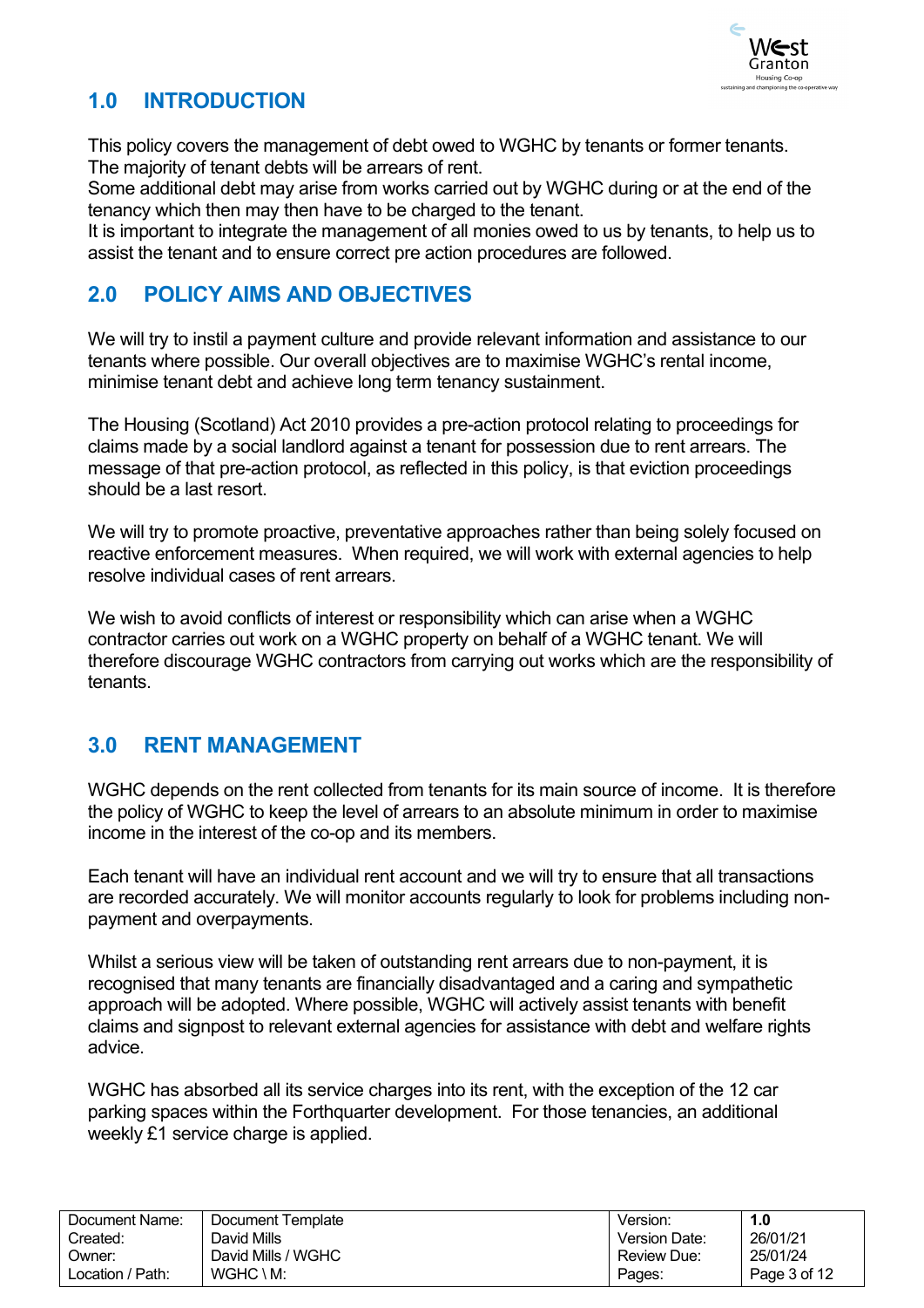## 1.0 INTRODUCTION

This policy covers the management of debt owed to WGHC by tenants or former tenants. The majority of tenant debts will be arrears of rent.
Some additional debt may arise from works carried out by WGHC during or at the end of the tenancy which then may then have to be charged to the tenant.
It is important to integrate the management of all monies owed to us by tenants, to help us to assist the tenant and to ensure correct pre action procedures are followed.

## 2.0 POLICY AIMS AND OBJECTIVES

We will try to instil a payment culture and provide relevant information and assistance to our tenants where possible. Our overall objectives are to maximise WGHC's rental income, minimise tenant debt and achieve long term tenancy sustainment.

The Housing (Scotland) Act 2010 provides a pre-action protocol relating to proceedings for claims made by a social landlord against a tenant for possession due to rent arrears. The message of that pre-action protocol, as reflected in this policy, is that eviction proceedings should be a last resort.

We will try to promote proactive, preventative approaches rather than being solely focused on reactive enforcement measures. When required, we will work with external agencies to help resolve individual cases of rent arrears.

We wish to avoid conflicts of interest or responsibility which can arise when a WGHC contractor carries out work on a WGHC property on behalf of a WGHC tenant. We will therefore discourage WGHC contractors from carrying out works which are the responsibility of tenants.

## 3.0 RENT MANAGEMENT

WGHC depends on the rent collected from tenants for its main source of income. It is therefore the policy of WGHC to keep the level of arrears to an absolute minimum in order to maximise income in the interest of the co-op and its members.

Each tenant will have an individual rent account and we will try to ensure that all transactions are recorded accurately. We will monitor accounts regularly to look for problems including non-payment and overpayments.

Whilst a serious view will be taken of outstanding rent arrears due to non-payment, it is recognised that many tenants are financially disadvantaged and a caring and sympathetic approach will be adopted. Where possible, WGHC will actively assist tenants with benefit claims and signpost to relevant external agencies for assistance with debt and welfare rights advice.

WGHC has absorbed all its service charges into its rent, with the exception of the 12 car parking spaces within the Forthquarter development. For those tenancies, an additional weekly £1 service charge is applied.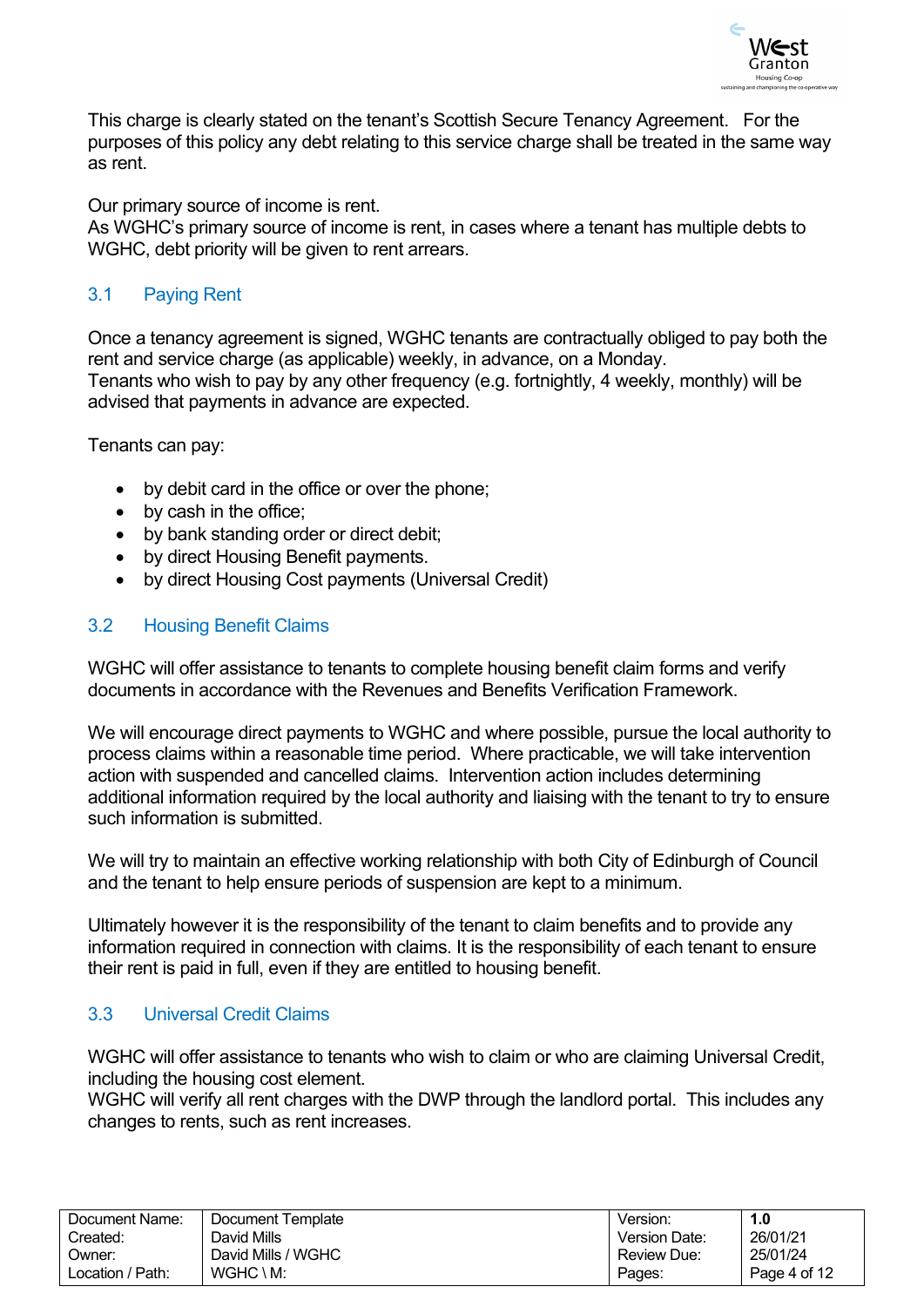This charge is clearly stated on the tenant's Scottish Secure Tenancy Agreement. For the purposes of this policy any debt relating to this service charge shall be treated in the same way as rent.

Our primary source of income is rent.
As WGHC's primary source of income is rent, in cases where a tenant has multiple debts to WGHC, debt priority will be given to rent arrears.

## 3.1 Paying Rent

Once a tenancy agreement is signed, WGHC tenants are contractually obliged to pay both the rent and service charge (as applicable) weekly, in advance, on a Monday.
Tenants who wish to pay by any other frequency (e.g. fortnightly, 4 weekly, monthly) will be advised that payments in advance are expected.

Tenants can pay:

- by debit card in the office or over the phone;
- by cash in the office;
- by bank standing order or direct debit;
- by direct Housing Benefit payments.
- by direct Housing Cost payments (Universal Credit)

## 3.2 Housing Benefit Claims

WGHC will offer assistance to tenants to complete housing benefit claim forms and verify documents in accordance with the Revenues and Benefits Verification Framework.

We will encourage direct payments to WGHC and where possible, pursue the local authority to process claims within a reasonable time period. Where practicable, we will take intervention action with suspended and cancelled claims. Intervention action includes determining additional information required by the local authority and liaising with the tenant to try to ensure such information is submitted.

We will try to maintain an effective working relationship with both City of Edinburgh of Council and the tenant to help ensure periods of suspension are kept to a minimum.

Ultimately however it is the responsibility of the tenant to claim benefits and to provide any information required in connection with claims. It is the responsibility of each tenant to ensure their rent is paid in full, even if they are entitled to housing benefit.

## 3.3 Universal Credit Claims

WGHC will offer assistance to tenants who wish to claim or who are claiming Universal Credit, including the housing cost element.
WGHC will verify all rent charges with the DWP through the landlord portal. This includes any changes to rents, such as rent increases.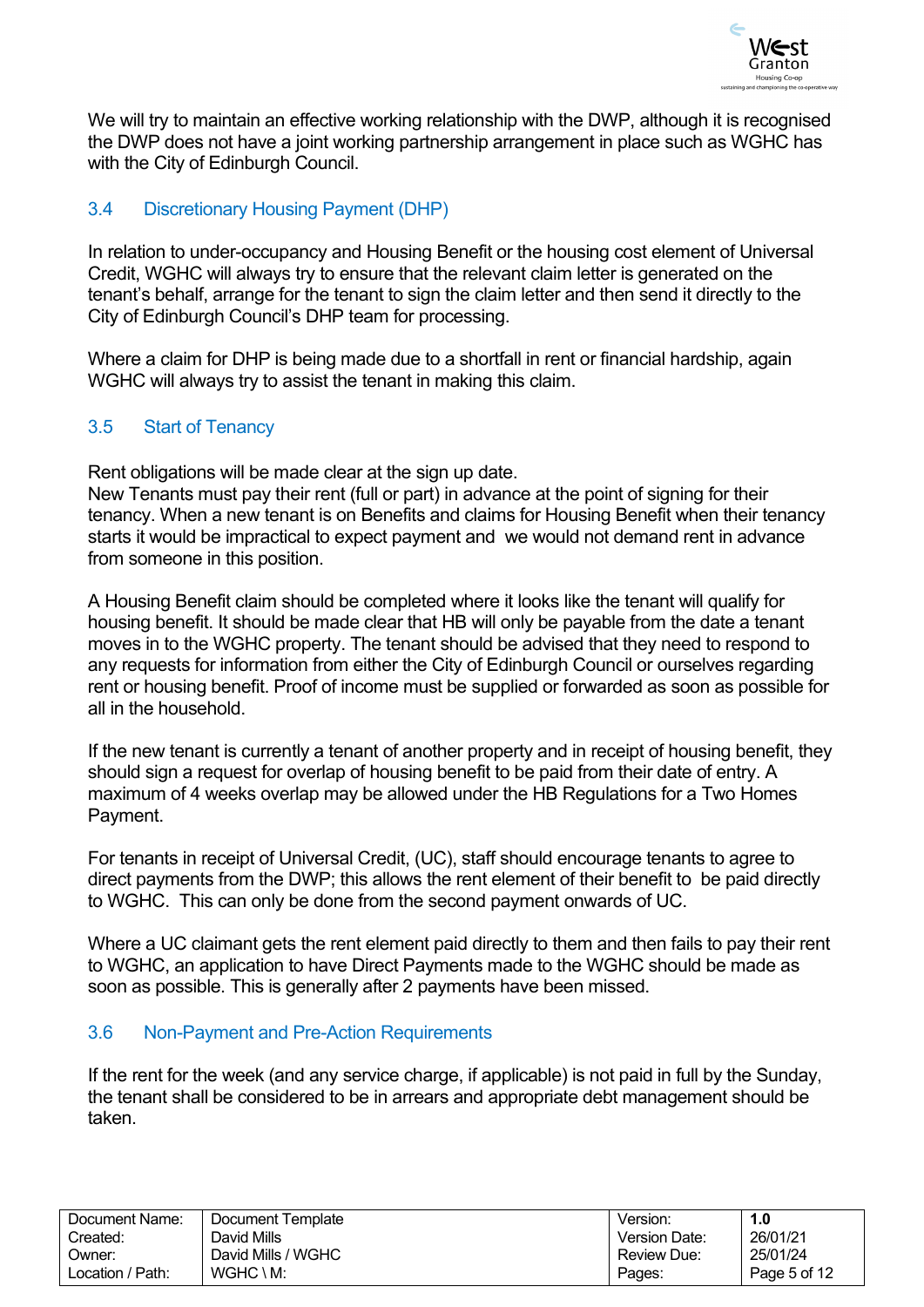We will try to maintain an effective working relationship with the DWP, although it is recognised the DWP does not have a joint working partnership arrangement in place such as WGHC has with the City of Edinburgh Council.

### 3.4 Discretionary Housing Payment (DHP)

In relation to under-occupancy and Housing Benefit or the housing cost element of Universal Credit, WGHC will always try to ensure that the relevant claim letter is generated on the tenant's behalf, arrange for the tenant to sign the claim letter and then send it directly to the City of Edinburgh Council's DHP team for processing.

Where a claim for DHP is being made due to a shortfall in rent or financial hardship, again WGHC will always try to assist the tenant in making this claim.

### 3.5 Start of Tenancy

Rent obligations will be made clear at the sign up date.
New Tenants must pay their rent (full or part) in advance at the point of signing for their tenancy. When a new tenant is on Benefits and claims for Housing Benefit when their tenancy starts it would be impractical to expect payment and we would not demand rent in advance from someone in this position.

A Housing Benefit claim should be completed where it looks like the tenant will qualify for housing benefit. It should be made clear that HB will only be payable from the date a tenant moves in to the WGHC property. The tenant should be advised that they need to respond to any requests for information from either the City of Edinburgh Council or ourselves regarding rent or housing benefit. Proof of income must be supplied or forwarded as soon as possible for all in the household.

If the new tenant is currently a tenant of another property and in receipt of housing benefit, they should sign a request for overlap of housing benefit to be paid from their date of entry. A maximum of 4 weeks overlap may be allowed under the HB Regulations for a Two Homes Payment.

For tenants in receipt of Universal Credit, (UC), staff should encourage tenants to agree to direct payments from the DWP; this allows the rent element of their benefit to be paid directly to WGHC. This can only be done from the second payment onwards of UC.

Where a UC claimant gets the rent element paid directly to them and then fails to pay their rent to WGHC, an application to have Direct Payments made to the WGHC should be made as soon as possible. This is generally after 2 payments have been missed.

### 3.6 Non-Payment and Pre-Action Requirements

If the rent for the week (and any service charge, if applicable) is not paid in full by the Sunday, the tenant shall be considered to be in arrears and appropriate debt management should be taken.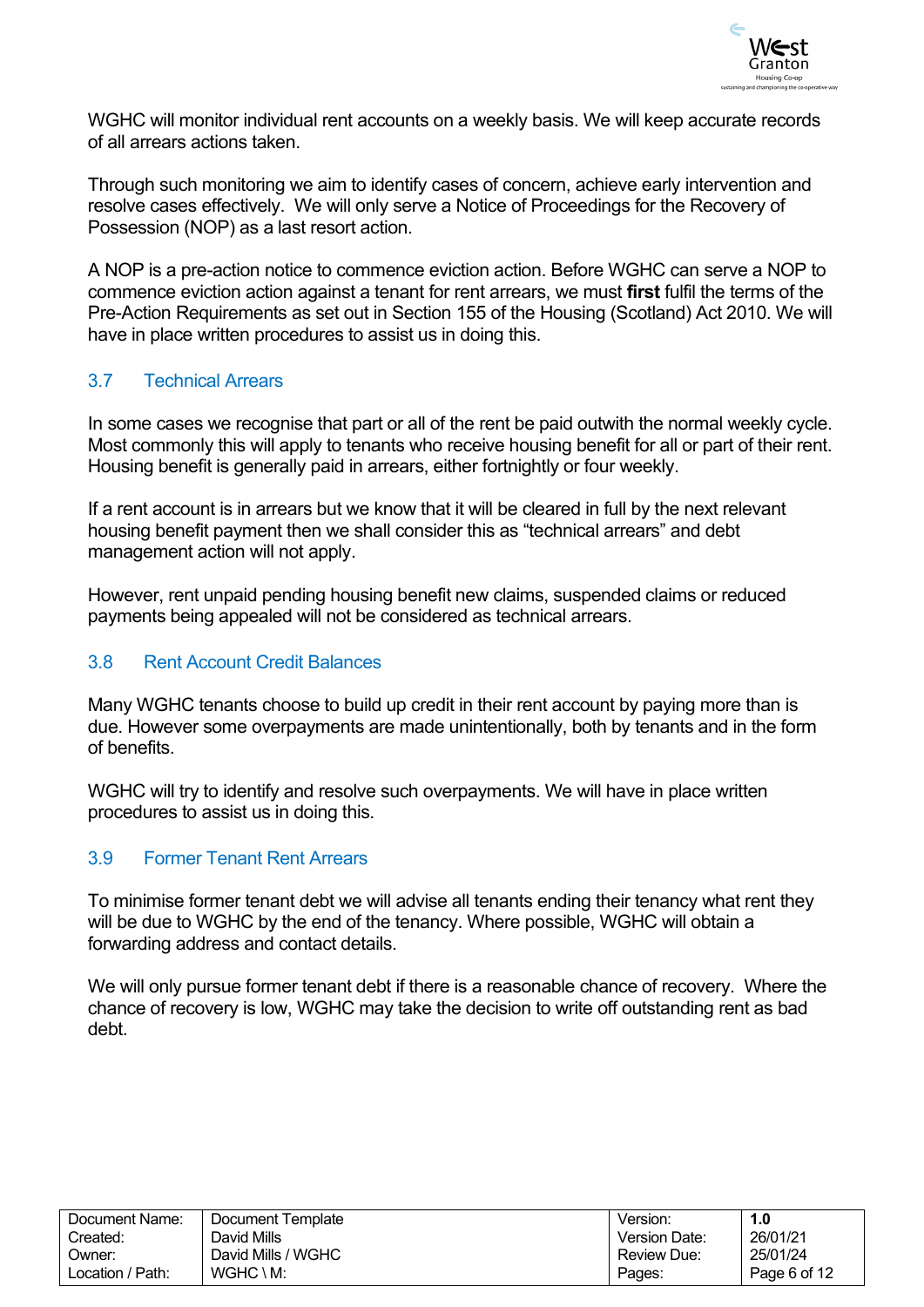WGHC will monitor individual rent accounts on a weekly basis. We will keep accurate records of all arrears actions taken.

Through such monitoring we aim to identify cases of concern, achieve early intervention and resolve cases effectively. We will only serve a Notice of Proceedings for the Recovery of Possession (NOP) as a last resort action.

A NOP is a pre-action notice to commence eviction action. Before WGHC can serve a NOP to commence eviction action against a tenant for rent arrears, we must **first** fulfil the terms of the Pre-Action Requirements as set out in Section 155 of the Housing (Scotland) Act 2010. We will have in place written procedures to assist us in doing this.

### 3.7 Technical Arrears

In some cases we recognise that part or all of the rent be paid outwith the normal weekly cycle. Most commonly this will apply to tenants who receive housing benefit for all or part of their rent. Housing benefit is generally paid in arrears, either fortnightly or four weekly.

If a rent account is in arrears but we know that it will be cleared in full by the next relevant housing benefit payment then we shall consider this as "technical arrears" and debt management action will not apply.

However, rent unpaid pending housing benefit new claims, suspended claims or reduced payments being appealed will not be considered as technical arrears.

### 3.8 Rent Account Credit Balances

Many WGHC tenants choose to build up credit in their rent account by paying more than is due. However some overpayments are made unintentionally, both by tenants and in the form of benefits.

WGHC will try to identify and resolve such overpayments. We will have in place written procedures to assist us in doing this.

### 3.9 Former Tenant Rent Arrears

To minimise former tenant debt we will advise all tenants ending their tenancy what rent they will be due to WGHC by the end of the tenancy. Where possible, WGHC will obtain a forwarding address and contact details.

We will only pursue former tenant debt if there is a reasonable chance of recovery. Where the chance of recovery is low, WGHC may take the decision to write off outstanding rent as bad debt.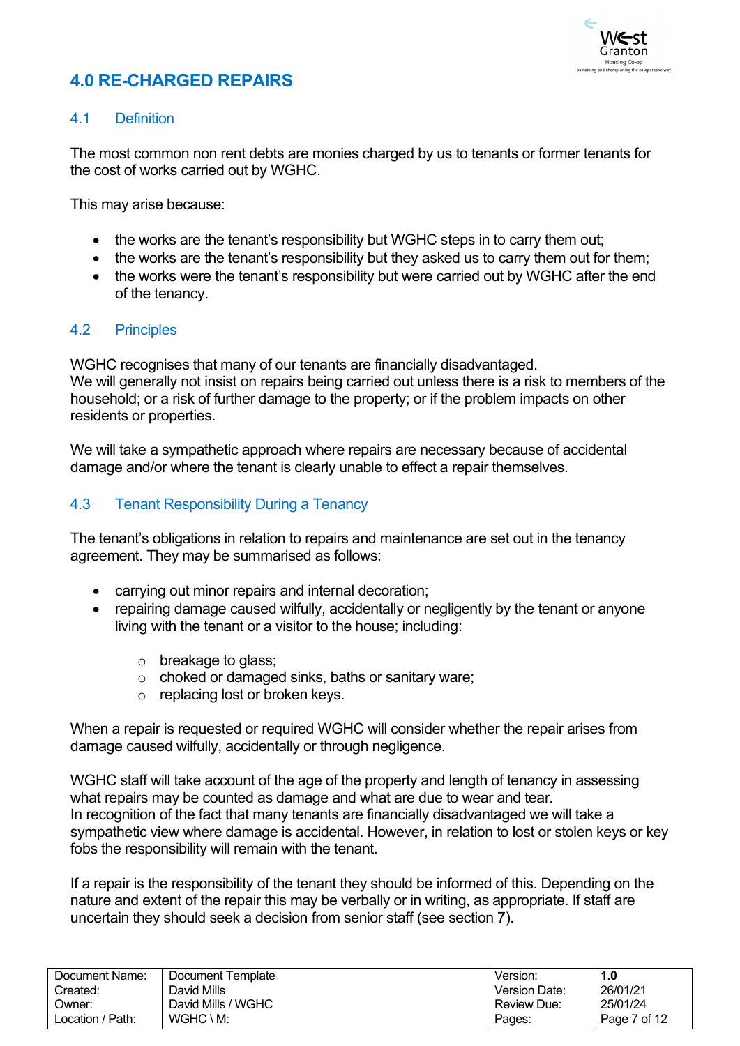# 4.0 RE-CHARGED REPAIRS

## 4.1 Definition

The most common non rent debts are monies charged by us to tenants or former tenants for the cost of works carried out by WGHC.

This may arise because:

- the works are the tenant's responsibility but WGHC steps in to carry them out;
- the works are the tenant's responsibility but they asked us to carry them out for them;
- the works were the tenant's responsibility but were carried out by WGHC after the end of the tenancy.

## 4.2 Principles

WGHC recognises that many of our tenants are financially disadvantaged.
We will generally not insist on repairs being carried out unless there is a risk to members of the household; or a risk of further damage to the property; or if the problem impacts on other residents or properties.

We will take a sympathetic approach where repairs are necessary because of accidental damage and/or where the tenant is clearly unable to effect a repair themselves.

## 4.3 Tenant Responsibility During a Tenancy

The tenant's obligations in relation to repairs and maintenance are set out in the tenancy agreement. They may be summarised as follows:

- carrying out minor repairs and internal decoration;
- repairing damage caused wilfully, accidentally or negligently by the tenant or anyone living with the tenant or a visitor to the house; including:
  - breakage to glass;
  - choked or damaged sinks, baths or sanitary ware;
  - replacing lost or broken keys.

When a repair is requested or required WGHC will consider whether the repair arises from damage caused wilfully, accidentally or through negligence.

WGHC staff will take account of the age of the property and length of tenancy in assessing what repairs may be counted as damage and what are due to wear and tear.
In recognition of the fact that many tenants are financially disadvantaged we will take a sympathetic view where damage is accidental. However, in relation to lost or stolen keys or key fobs the responsibility will remain with the tenant.

If a repair is the responsibility of the tenant they should be informed of this. Depending on the nature and extent of the repair this may be verbally or in writing, as appropriate. If staff are uncertain they should seek a decision from senior staff (see section 7).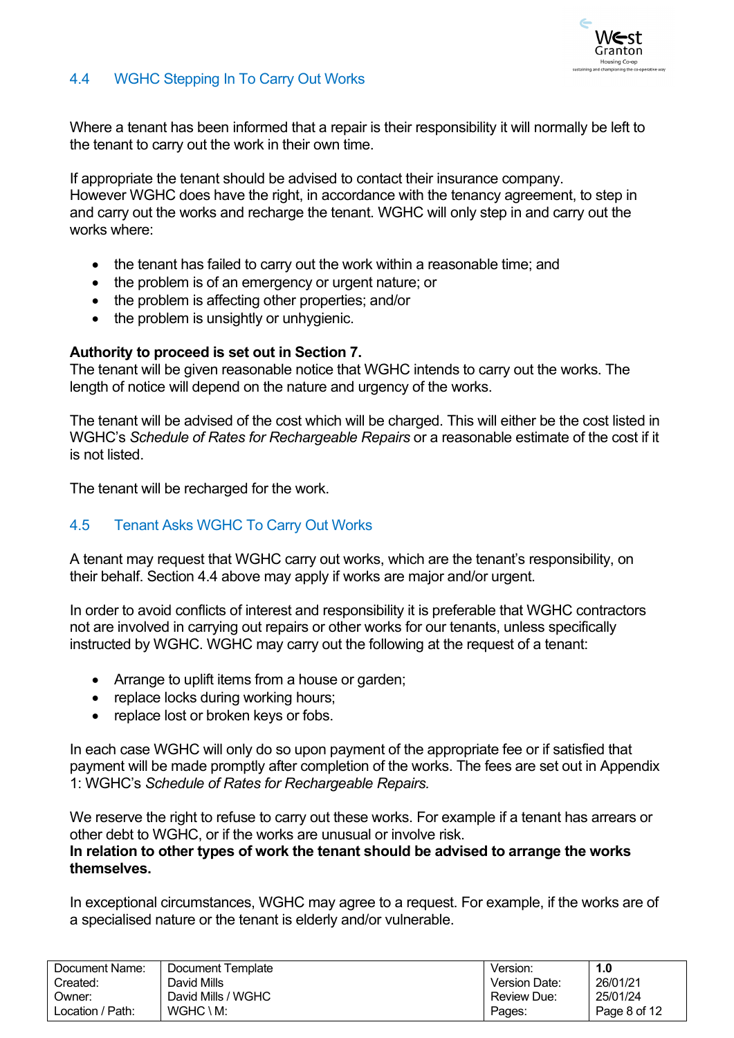## 4.4 WGHC Stepping In To Carry Out Works

Where a tenant has been informed that a repair is their responsibility it will normally be left to the tenant to carry out the work in their own time.

If appropriate the tenant should be advised to contact their insurance company. However WGHC does have the right, in accordance with the tenancy agreement, to step in and carry out the works and recharge the tenant. WGHC will only step in and carry out the works where:

- the tenant has failed to carry out the work within a reasonable time; and
- the problem is of an emergency or urgent nature; or
- the problem is affecting other properties; and/or
- the problem is unsightly or unhygienic.

**Authority to proceed is set out in Section 7.**
The tenant will be given reasonable notice that WGHC intends to carry out the works. The length of notice will depend on the nature and urgency of the works.

The tenant will be advised of the cost which will be charged. This will either be the cost listed in WGHC's *Schedule of Rates for Rechargeable Repairs* or a reasonable estimate of the cost if it is not listed.

The tenant will be recharged for the work.

## 4.5 Tenant Asks WGHC To Carry Out Works

A tenant may request that WGHC carry out works, which are the tenant's responsibility, on their behalf. Section 4.4 above may apply if works are major and/or urgent.

In order to avoid conflicts of interest and responsibility it is preferable that WGHC contractors not are involved in carrying out repairs or other works for our tenants, unless specifically instructed by WGHC. WGHC may carry out the following at the request of a tenant:

- Arrange to uplift items from a house or garden;
- replace locks during working hours;
- replace lost or broken keys or fobs.

In each case WGHC will only do so upon payment of the appropriate fee or if satisfied that payment will be made promptly after completion of the works. The fees are set out in Appendix 1: WGHC's *Schedule of Rates for Rechargeable Repairs.*

We reserve the right to refuse to carry out these works. For example if a tenant has arrears or other debt to WGHC, or if the works are unusual or involve risk.
**In relation to other types of work the tenant should be advised to arrange the works themselves.**

In exceptional circumstances, WGHC may agree to a request. For example, if the works are of a specialised nature or the tenant is elderly and/or vulnerable.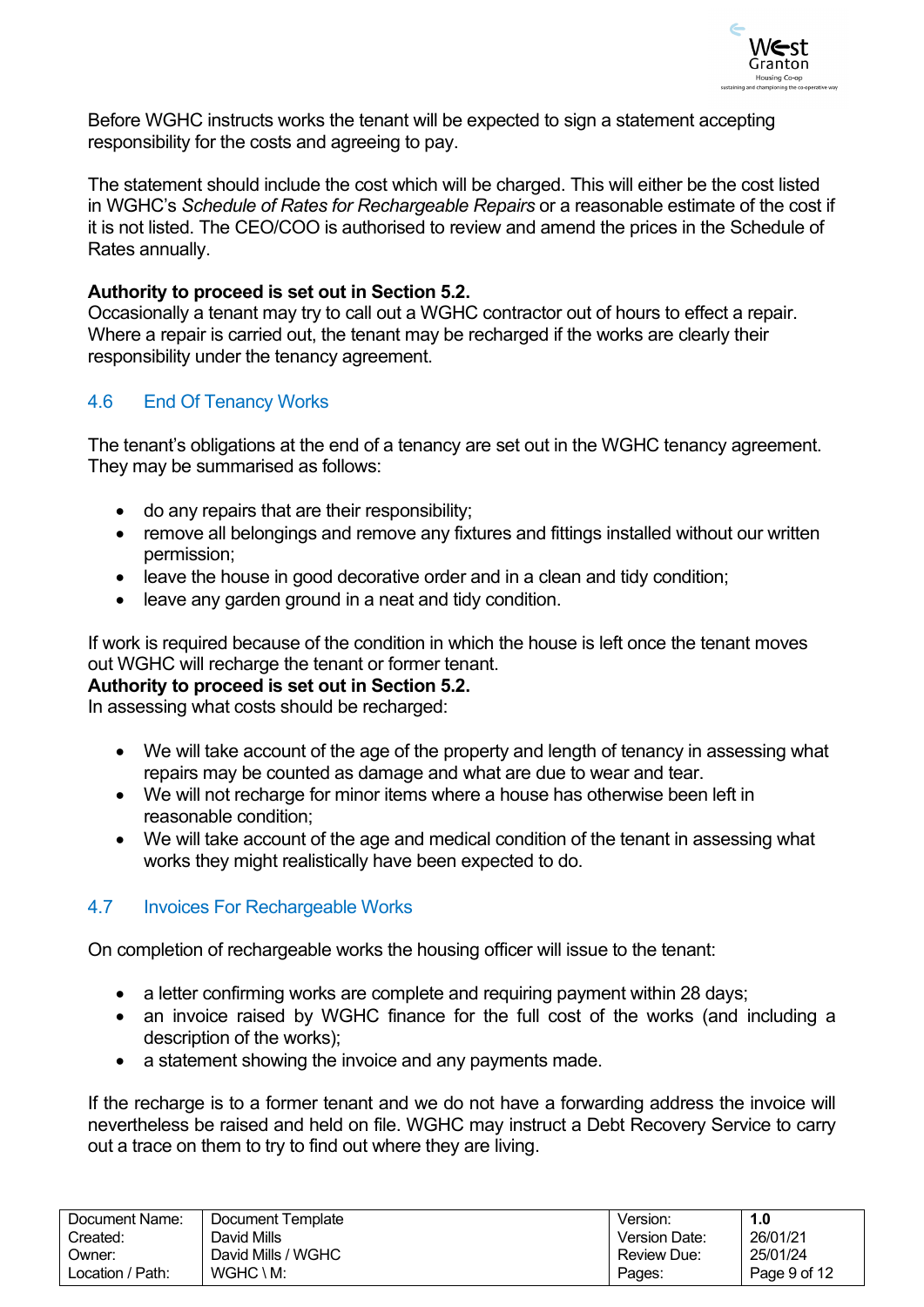Before WGHC instructs works the tenant will be expected to sign a statement accepting responsibility for the costs and agreeing to pay.

The statement should include the cost which will be charged. This will either be the cost listed in WGHC's *Schedule of Rates for Rechargeable Repairs* or a reasonable estimate of the cost if it is not listed. The CEO/COO is authorised to review and amend the prices in the Schedule of Rates annually.

**Authority to proceed is set out in Section 5.2.**
Occasionally a tenant may try to call out a WGHC contractor out of hours to effect a repair. Where a repair is carried out, the tenant may be recharged if the works are clearly their responsibility under the tenancy agreement.

## 4.6 End Of Tenancy Works

The tenant's obligations at the end of a tenancy are set out in the WGHC tenancy agreement. They may be summarised as follows:

- do any repairs that are their responsibility;
- remove all belongings and remove any fixtures and fittings installed without our written permission;
- leave the house in good decorative order and in a clean and tidy condition;
- leave any garden ground in a neat and tidy condition.

If work is required because of the condition in which the house is left once the tenant moves out WGHC will recharge the tenant or former tenant.
**Authority to proceed is set out in Section 5.2.**
In assessing what costs should be recharged:

- We will take account of the age of the property and length of tenancy in assessing what repairs may be counted as damage and what are due to wear and tear.
- We will not recharge for minor items where a house has otherwise been left in reasonable condition;
- We will take account of the age and medical condition of the tenant in assessing what works they might realistically have been expected to do.

## 4.7 Invoices For Rechargeable Works

On completion of rechargeable works the housing officer will issue to the tenant:

- a letter confirming works are complete and requiring payment within 28 days;
- an invoice raised by WGHC finance for the full cost of the works (and including a description of the works);
- a statement showing the invoice and any payments made.

If the recharge is to a former tenant and we do not have a forwarding address the invoice will nevertheless be raised and held on file. WGHC may instruct a Debt Recovery Service to carry out a trace on them to try to find out where they are living.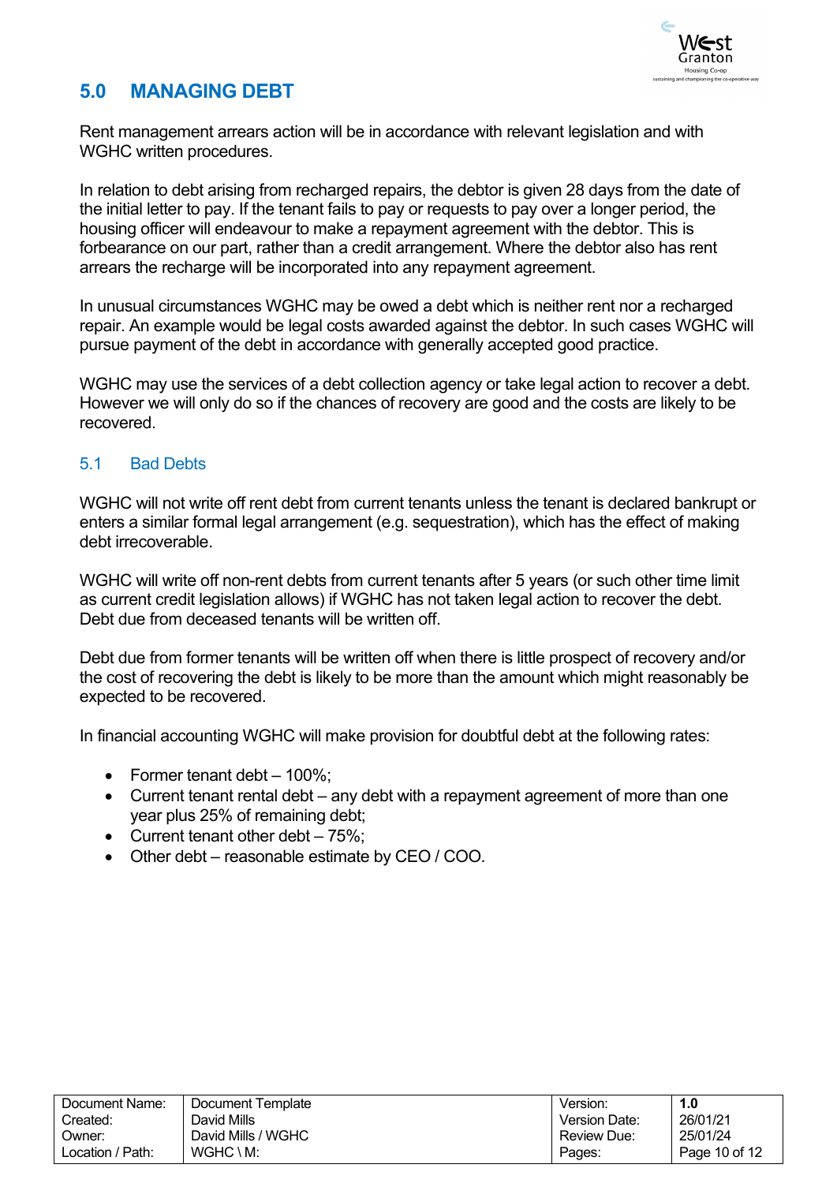## 5.0 MANAGING DEBT

Rent management arrears action will be in accordance with relevant legislation and with WGHC written procedures.

In relation to debt arising from recharged repairs, the debtor is given 28 days from the date of the initial letter to pay. If the tenant fails to pay or requests to pay over a longer period, the housing officer will endeavour to make a repayment agreement with the debtor. This is forbearance on our part, rather than a credit arrangement. Where the debtor also has rent arrears the recharge will be incorporated into any repayment agreement.

In unusual circumstances WGHC may be owed a debt which is neither rent nor a recharged repair. An example would be legal costs awarded against the debtor. In such cases WGHC will pursue payment of the debt in accordance with generally accepted good practice.

WGHC may use the services of a debt collection agency or take legal action to recover a debt. However we will only do so if the chances of recovery are good and the costs are likely to be recovered.

### 5.1 Bad Debts

WGHC will not write off rent debt from current tenants unless the tenant is declared bankrupt or enters a similar formal legal arrangement (e.g. sequestration), which has the effect of making debt irrecoverable.

WGHC will write off non-rent debts from current tenants after 5 years (or such other time limit as current credit legislation allows) if WGHC has not taken legal action to recover the debt. Debt due from deceased tenants will be written off.

Debt due from former tenants will be written off when there is little prospect of recovery and/or the cost of recovering the debt is likely to be more than the amount which might reasonably be expected to be recovered.

In financial accounting WGHC will make provision for doubtful debt at the following rates:

- Former tenant debt – 100%;
- Current tenant rental debt – any debt with a repayment agreement of more than one year plus 25% of remaining debt;
- Current tenant other debt – 75%;
- Other debt – reasonable estimate by CEO / COO.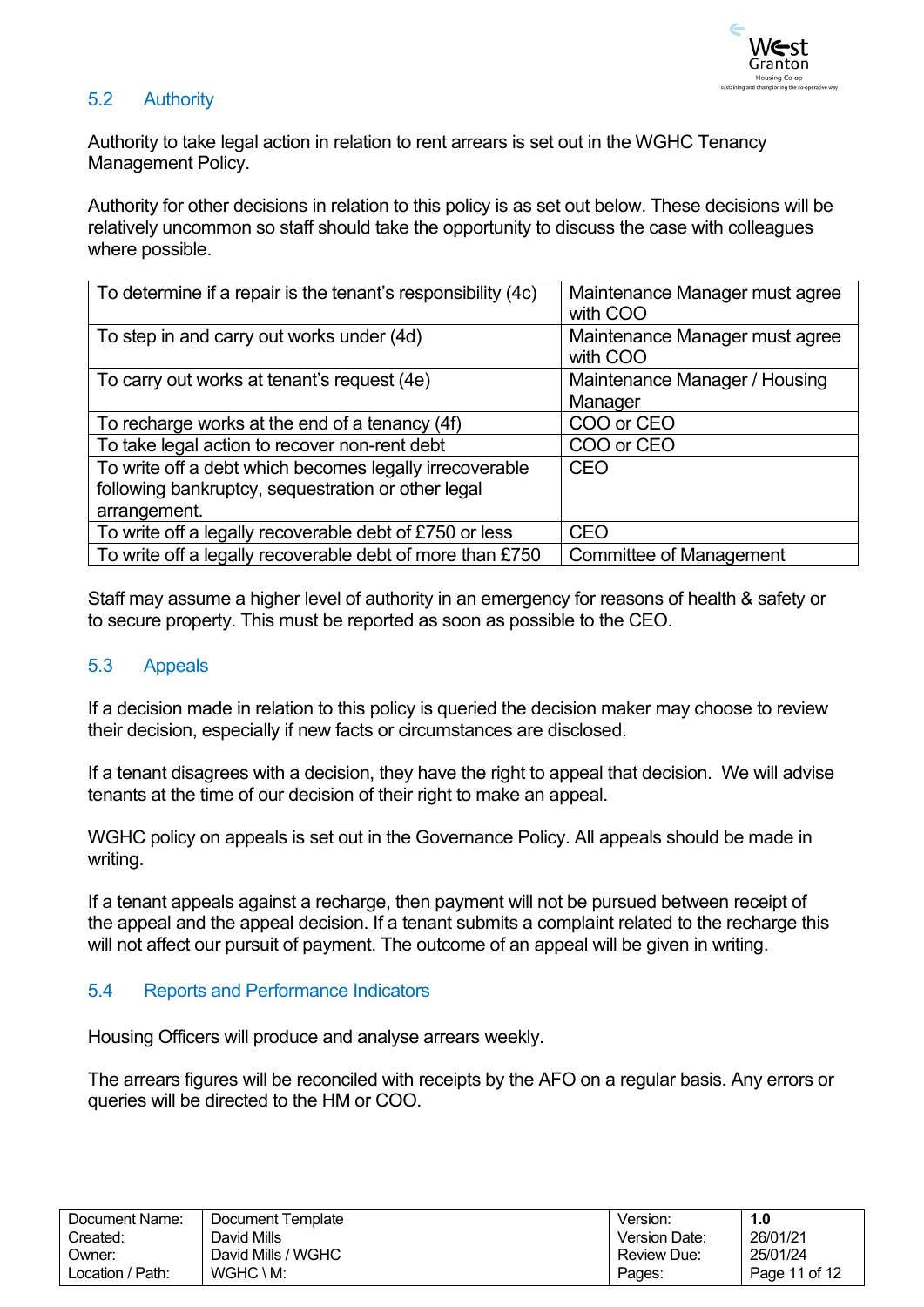## 5.2 Authority

Authority to take legal action in relation to rent arrears is set out in the WGHC Tenancy Management Policy.

Authority for other decisions in relation to this policy is as set out below. These decisions will be relatively uncommon so staff should take the opportunity to discuss the case with colleagues where possible.

| | |
|---|---|
| To determine if a repair is the tenant's responsibility (4c) | Maintenance Manager must agree with COO |
| To step in and carry out works under (4d) | Maintenance Manager must agree with COO |
| To carry out works at tenant's request (4e) | Maintenance Manager / Housing Manager |
| To recharge works at the end of a tenancy (4f) | COO or CEO |
| To take legal action to recover non-rent debt | COO or CEO |
| To write off a debt which becomes legally irrecoverable following bankruptcy, sequestration or other legal arrangement. | CEO |
| To write off a legally recoverable debt of £750 or less | CEO |
| To write off a legally recoverable debt of more than £750 | Committee of Management |

Staff may assume a higher level of authority in an emergency for reasons of health & safety or to secure property. This must be reported as soon as possible to the CEO.

## 5.3 Appeals

If a decision made in relation to this policy is queried the decision maker may choose to review their decision, especially if new facts or circumstances are disclosed.

If a tenant disagrees with a decision, they have the right to appeal that decision. We will advise tenants at the time of our decision of their right to make an appeal.

WGHC policy on appeals is set out in the Governance Policy. All appeals should be made in writing.

If a tenant appeals against a recharge, then payment will not be pursued between receipt of the appeal and the appeal decision. If a tenant submits a complaint related to the recharge this will not affect our pursuit of payment. The outcome of an appeal will be given in writing.

## 5.4 Reports and Performance Indicators

Housing Officers will produce and analyse arrears weekly.

The arrears figures will be reconciled with receipts by the AFO on a regular basis. Any errors or queries will be directed to the HM or COO.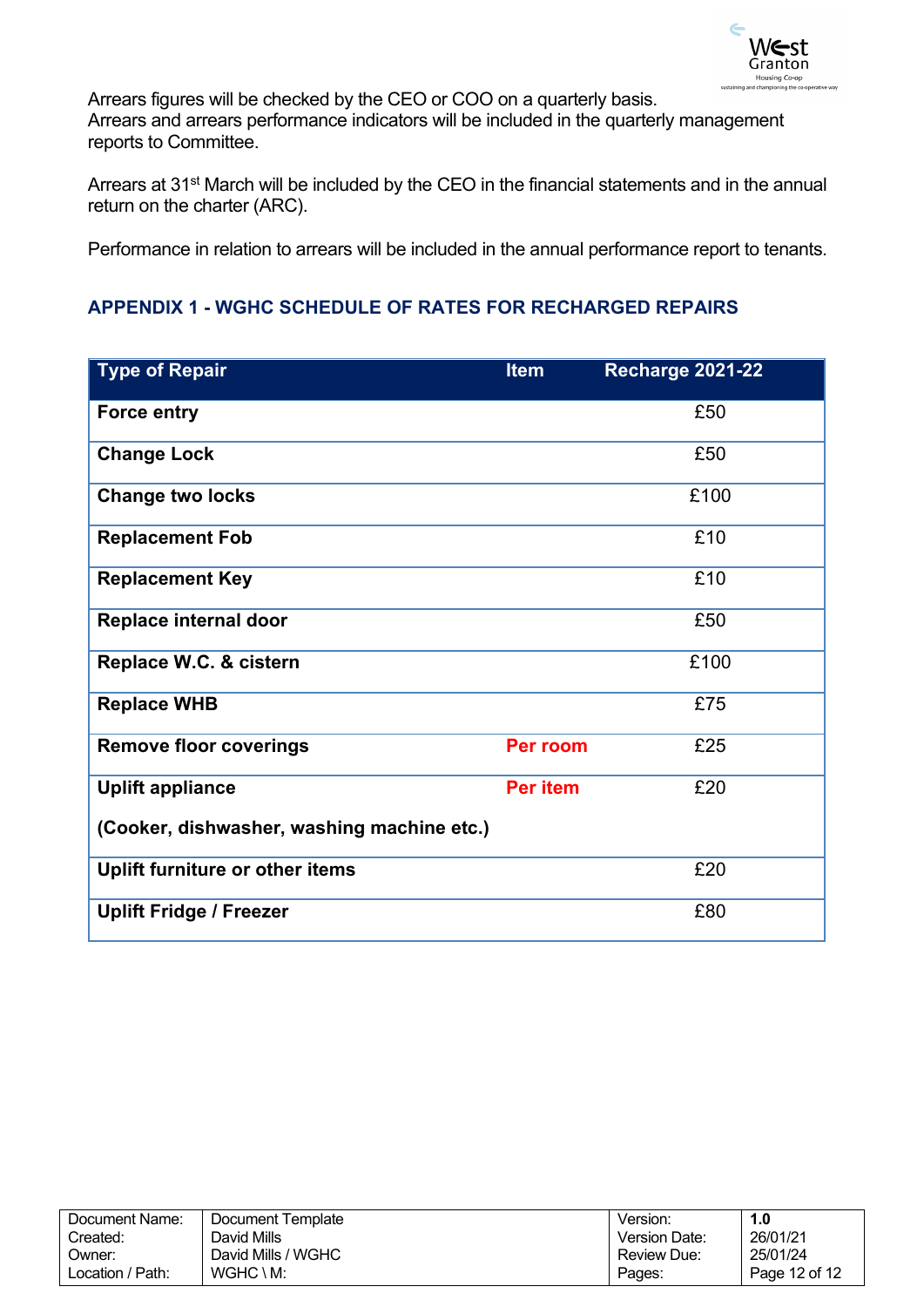Arrears figures will be checked by the CEO or COO on a quarterly basis.
Arrears and arrears performance indicators will be included in the quarterly management reports to Committee.

Arrears at 31st March will be included by the CEO in the financial statements and in the annual return on the charter (ARC).

Performance in relation to arrears will be included in the annual performance report to tenants.

## APPENDIX 1 - WGHC SCHEDULE OF RATES FOR RECHARGED REPAIRS

| Type of Repair | Item | Recharge 2021-22 |
|---|---|---|
| **Force entry** | | £50 |
| **Change Lock** | | £50 |
| **Change two locks** | | £100 |
| **Replacement Fob** | | £10 |
| **Replacement Key** | | £10 |
| **Replace internal door** | | £50 |
| **Replace W.C. & cistern** | | £100 |
| **Replace WHB** | | £75 |
| **Remove floor coverings** | **Per room** | £25 |
| **Uplift appliance** **(Cooker, dishwasher, washing machine etc.)** | **Per item** | £20 |
| **Uplift furniture or other items** | | £20 |
| **Uplift Fridge / Freezer** | | £80 |

| | | | |
|---|---|---|---|
| Document Name: | Document Template | Version: | **1.0** |
| Created: | David Mills | Version Date: | 26/01/21 |
| Owner: | David Mills / WGHC | Review Due: | 25/01/24 |
| Location / Path: | WGHC \ M: | Pages: | Page 12 of 12 |